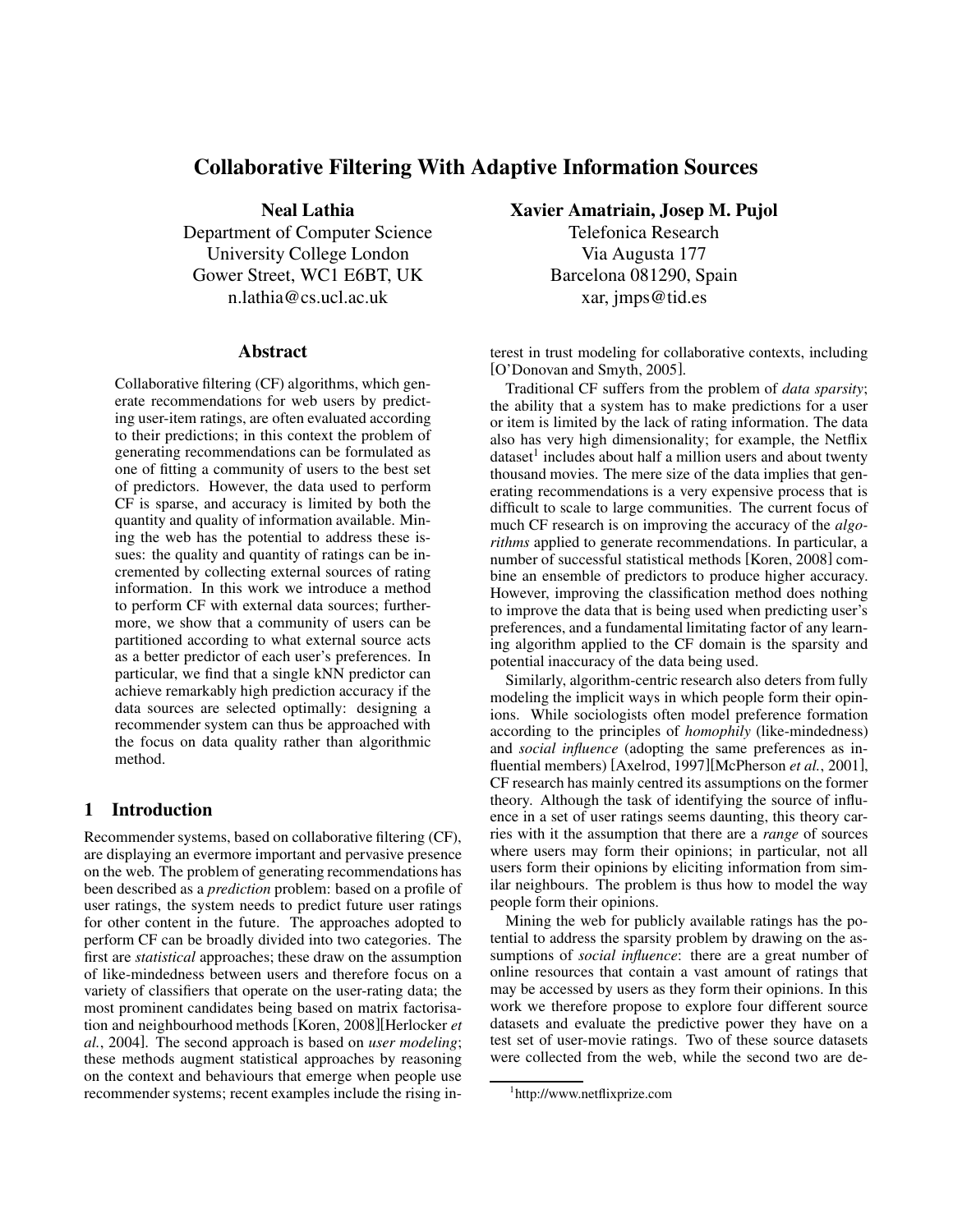# Collaborative Filtering With Adaptive Information Sources

**Neal Lathia**
Department of Computer Science
University College London
Gower Street, WC1 E6BT, UK
n.lathia@cs.ucl.ac.uk

**Xavier Amatriain, Josep M. Pujol**
Telefonica Research
Via Augusta 177
Barcelona 081290, Spain
xar, jmps@tid.es

## Abstract

Collaborative filtering (CF) algorithms, which generate recommendations for web users by predicting user-item ratings, are often evaluated according to their predictions; in this context the problem of generating recommendations can be formulated as one of fitting a community of users to the best set of predictors. However, the data used to perform CF is sparse, and accuracy is limited by both the quantity and quality of information available. Mining the web has the potential to address these issues: the quality and quantity of ratings can be incremented by collecting external sources of rating information. In this work we introduce a method to perform CF with external data sources; furthermore, we show that a community of users can be partitioned according to what external source acts as a better predictor of each user's preferences. In particular, we find that a single kNN predictor can achieve remarkably high prediction accuracy if the data sources are selected optimally: designing a recommender system can thus be approached with the focus on data quality rather than algorithmic method.

## 1 Introduction

Recommender systems, based on collaborative filtering (CF), are displaying an evermore important and pervasive presence on the web. The problem of generating recommendations has been described as a *prediction* problem: based on a profile of user ratings, the system needs to predict future user ratings for other content in the future. The approaches adopted to perform CF can be broadly divided into two categories. The first are *statistical* approaches; these draw on the assumption of like-mindedness between users and therefore focus on a variety of classifiers that operate on the user-rating data; the most prominent candidates being based on matrix factorisation and neighbourhood methods [Koren, 2008][Herlocker *et al.*, 2004]. The second approach is based on *user modeling*; these methods augment statistical approaches by reasoning on the context and behaviours that emerge when people use recommender systems; recent examples include the rising interest in trust modeling for collaborative contexts, including [O'Donovan and Smyth, 2005].

Traditional CF suffers from the problem of *data sparsity*; the ability that a system has to make predictions for a user or item is limited by the lack of rating information. The data also has very high dimensionality; for example, the Netflix dataset[1] includes about half a million users and about twenty thousand movies. The mere size of the data implies that generating recommendations is a very expensive process that is difficult to scale to large communities. The current focus of much CF research is on improving the accuracy of the *algorithms* applied to generate recommendations. In particular, a number of successful statistical methods [Koren, 2008] combine an ensemble of predictors to produce higher accuracy. However, improving the classification method does nothing to improve the data that is being used when predicting user's preferences, and a fundamental limitating factor of any learning algorithm applied to the CF domain is the sparsity and potential inaccuracy of the data being used.

Similarly, algorithm-centric research also deters from fully modeling the implicit ways in which people form their opinions. While sociologists often model preference formation according to the principles of *homophily* (like-mindedness) and *social influence* (adopting the same preferences as influential members) [Axelrod, 1997][McPherson *et al.*, 2001], CF research has mainly centred its assumptions on the former theory. Although the task of identifying the source of influence in a set of user ratings seems daunting, this theory carries with it the assumption that there are a *range* of sources where users may form their opinions; in particular, not all users form their opinions by eliciting information from similar neighbours. The problem is thus how to model the way people form their opinions.

Mining the web for publicly available ratings has the potential to address the sparsity problem by drawing on the assumptions of *social influence*: there are a great number of online resources that contain a vast amount of ratings that may be accessed by users as they form their opinions. In this work we therefore propose to explore four different source datasets and evaluate the predictive power they have on a test set of user-movie ratings. Two of these source datasets were collected from the web, while the second two are de-

[1] http://www.netflixprize.com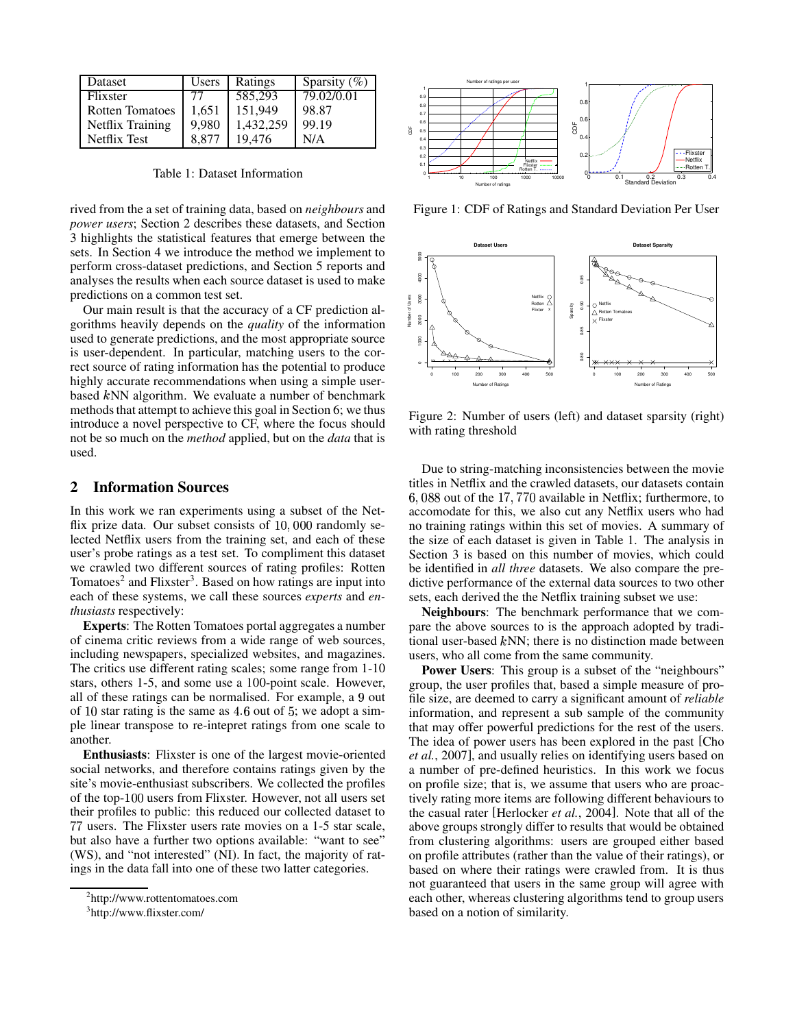| Dataset | Users | Ratings | Sparsity (%) |
|---|---|---|---|
| Flixster | 77 | 585,293 | 79.02/0.01 |
| Rotten Tomatoes | 1,651 | 151,949 | 98.87 |
| Netflix Training | 9,980 | 1,432,259 | 99.19 |
| Netflix Test | 8,877 | 19,476 | N/A |

Table 1: Dataset Information

rived from the a set of training data, based on *neighbours* and *power users*; Section 2 describes these datasets, and Section 3 highlights the statistical features that emerge between the sets. In Section 4 we introduce the method we implement to perform cross-dataset predictions, and Section 5 reports and analyses the results when each source dataset is used to make predictions on a common test set.

Our main result is that the accuracy of a CF prediction algorithms heavily depends on the *quality* of the information used to generate predictions, and the most appropriate source is user-dependent. In particular, matching users to the correct source of rating information has the potential to produce highly accurate recommendations when using a simple user-based $k$NN algorithm. We evaluate a number of benchmark methods that attempt to achieve this goal in Section 6; we thus introduce a novel perspective to CF, where the focus should not be so much on the *method* applied, but on the *data* that is used.

## 2 Information Sources

In this work we ran experiments using a subset of the Netflix prize data. Our subset consists of 10,000 randomly selected Netflix users from the training set, and each of these user's probe ratings as a test set. To compliment this dataset we crawled two different sources of rating profiles: Rotten Tomatoes[2] and Flixster[3]. Based on how ratings are input into each of these systems, we call these sources *experts* and *enthusiasts* respectively:

**Experts**: The Rotten Tomatoes portal aggregates a number of cinema critic reviews from a wide range of web sources, including newspapers, specialized websites, and magazines. The critics use different rating scales; some range from 1-10 stars, others 1-5, and some use a 100-point scale. However, all of these ratings can be normalised. For example, a 9 out of 10 star rating is the same as 4.6 out of 5; we adopt a simple linear transpose to re-intepret ratings from one scale to another.

**Enthusiasts**: Flixster is one of the largest movie-oriented social networks, and therefore contains ratings given by the site's movie-enthusiast subscribers. We collected the profiles of the top-100 users from Flixster. However, not all users set their profiles to public: this reduced our collected dataset to 77 users. The Flixster users rate movies on a 1-5 star scale, but also have a further two options available: "want to see" (WS), and "not interested" (NI). In fact, the majority of ratings in the data fall into one of these two latter categories.

[2] http://www.rottentomatoes.com

[3] http://www.flixster.com/

Figure 1: CDF of Ratings and Standard Deviation Per User

Figure 2: Number of users (left) and dataset sparsity (right) with rating threshold

Due to string-matching inconsistencies between the movie titles in Netflix and the crawled datasets, our datasets contain 6,088 out of the 17,770 available in Netflix; furthermore, to accomodate for this, we also cut any Netflix users who had no training ratings within this set of movies. A summary of the size of each dataset is given in Table 1. The analysis in Section 3 is based on this number of movies, which could be identified in *all three* datasets. We also compare the predictive performance of the external data sources to two other sets, each derived the the Netflix training subset we use:

**Neighbours**: The benchmark performance that we compare the above sources to is the approach adopted by traditional user-based $k$NN; there is no distinction made between users, who all come from the same community.

**Power Users**: This group is a subset of the "neighbours" group, the user profiles that, based a simple measure of profile size, are deemed to carry a significant amount of *reliable* information, and represent a sub sample of the community that may offer powerful predictions for the rest of the users. The idea of power users has been explored in the past [Cho *et al.*, 2007], and usually relies on identifying users based on a number of pre-defined heuristics. In this work we focus on profile size; that is, we assume that users who are proactively rating more items are following different behaviours to the casual rater [Herlocker *et al.*, 2004]. Note that all of the above groups strongly differ to results that would be obtained from clustering algorithms: users are grouped either based on profile attributes (rather than the value of their ratings), or based on where their ratings were crawled from. It is thus not guaranteed that users in the same group will agree with each other, whereas clustering algorithms tend to group users based on a notion of similarity.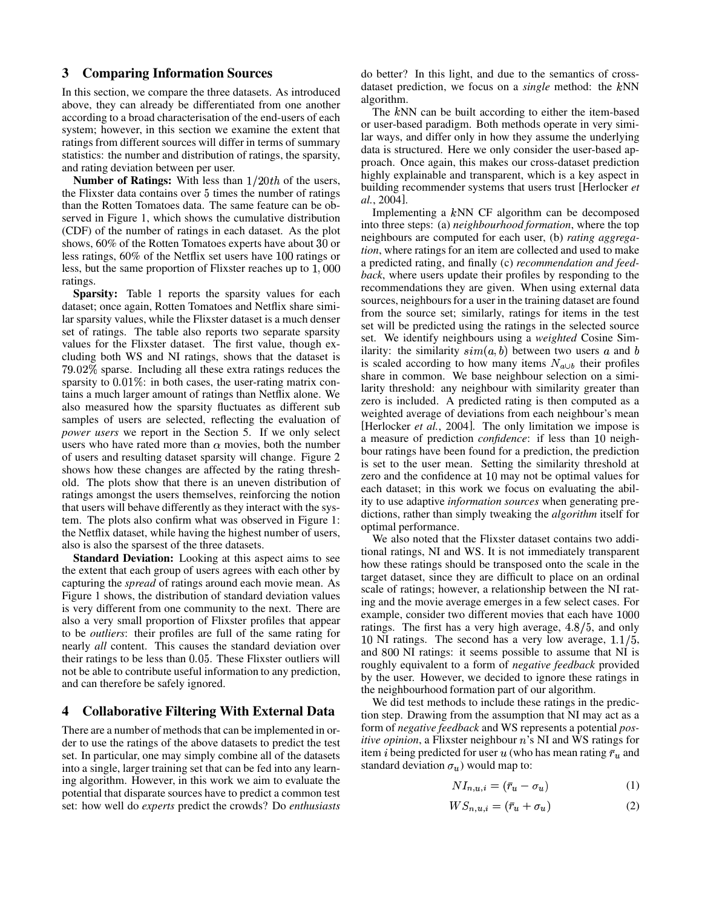## 3 Comparing Information Sources

In this section, we compare the three datasets. As introduced above, they can already be differentiated from one another according to a broad characterisation of the end-users of each system; however, in this section we examine the extent that ratings from different sources will differ in terms of summary statistics: the number and distribution of ratings, the sparsity, and rating deviation between per user.

**Number of Ratings:** With less than $1/20th$ of the users, the Flixster data contains over $5$ times the number of ratings than the Rotten Tomatoes data. The same feature can be observed in Figure 1, which shows the cumulative distribution (CDF) of the number of ratings in each dataset. As the plot shows, $60\%$ of the Rotten Tomatoes experts have about $30$ or less ratings, $60\%$ of the Netflix set users have $100$ ratings or less, but the same proportion of Flixster reaches up to $1,000$ ratings.

**Sparsity:** Table 1 reports the sparsity values for each dataset; once again, Rotten Tomatoes and Netflix share similar sparsity values, while the Flixster dataset is a much denser set of ratings. The table also reports two separate sparsity values for the Flixster dataset. The first value, though excluding both WS and NI ratings, shows that the dataset is $79.02\%$ sparse. Including all these extra ratings reduces the sparsity to $0.01\%$: in both cases, the user-rating matrix contains a much larger amount of ratings than Netflix alone. We also measured how the sparsity fluctuates as different sub samples of users are selected, reflecting the evaluation of *power users* we report in the Section 5. If we only select users who have rated more than $\alpha$ movies, both the number of users and resulting dataset sparsity will change. Figure 2 shows how these changes are affected by the rating threshold. The plots show that there is an uneven distribution of ratings amongst the users themselves, reinforcing the notion that users will behave differently as they interact with the system. The plots also confirm what was observed in Figure 1: the Netflix dataset, while having the highest number of users, also is also the sparsest of the three datasets.

**Standard Deviation:** Looking at this aspect aims to see the extent that each group of users agrees with each other by capturing the *spread* of ratings around each movie mean. As Figure 1 shows, the distribution of standard deviation values is very different from one community to the next. There are also a very small proportion of Flixster profiles that appear to be *outliers*: their profiles are full of the same rating for nearly *all* content. This causes the standard deviation over their ratings to be less than $0.05$. These Flixster outliers will not be able to contribute useful information to any prediction, and can therefore be safely ignored.

## 4 Collaborative Filtering With External Data

There are a number of methods that can be implemented in order to use the ratings of the above datasets to predict the test set. In particular, one may simply combine all of the datasets into a single, larger training set that can be fed into any learning algorithm. However, in this work we aim to evaluate the potential that disparate sources have to predict a common test set: how well do *experts* predict the crowds? Do *enthusiasts* do better? In this light, and due to the semantics of cross-dataset prediction, we focus on a *single* method: the $k$NN algorithm.

The $k$NN can be built according to either the item-based or user-based paradigm. Both methods operate in very similar ways, and differ only in how they assume the underlying data is structured. Here we only consider the user-based approach. Once again, this makes our cross-dataset prediction highly explainable and transparent, which is a key aspect in building recommender systems that users trust [Herlocker *et al.*, 2004].

Implementing a $k$NN CF algorithm can be decomposed into three steps: (a) *neighbourhood formation*, where the top neighbours are computed for each user, (b) *rating aggregation*, where ratings for an item are collected and used to make a predicted rating, and finally (c) *recommendation and feedback*, where users update their profiles by responding to the recommendations they are given. When using external data sources, neighbours for a user in the training dataset are found from the source set; similarly, ratings for items in the test set will be predicted using the ratings in the selected source set. We identify neighbours using a *weighted* Cosine Similarity: the similarity $sim(a, b)$ between two users $a$ and $b$ is scaled according to how many items $N_{a \cup b}$ their profiles share in common. We base neighbour selection on a similarity threshold: any neighbour with similarity greater than zero is included. A predicted rating is then computed as a weighted average of deviations from each neighbour's mean [Herlocker *et al.*, 2004]. The only limitation we impose is a measure of prediction *confidence*: if less than $10$ neighbour ratings have been found for a prediction, the prediction is set to the user mean. Setting the similarity threshold at zero and the confidence at $10$ may not be optimal values for each dataset; in this work we focus on evaluating the ability to use adaptive *information sources* when generating predictions, rather than simply tweaking the *algorithm* itself for optimal performance.

We also noted that the Flixster dataset contains two additional ratings, NI and WS. It is not immediately transparent how these ratings should be transposed onto the scale in the target dataset, since they are difficult to place on an ordinal scale of ratings; however, a relationship between the NI rating and the movie average emerges in a few select cases. For example, consider two different movies that each have $1000$ ratings. The first has a very high average, $4.8/5$, and only $10$ NI ratings. The second has a very low average, $1.1/5$, and $800$ NI ratings: it seems possible to assume that NI is roughly equivalent to a form of *negative feedback* provided by the user. However, we decided to ignore these ratings in the neighbourhood formation part of our algorithm.

We did test methods to include these ratings in the prediction step. Drawing from the assumption that NI may act as a form of *negative feedback* and WS represents a potential *positive opinion*, a Flixster neighbour $n$'s NI and WS ratings for item $i$ being predicted for user $u$ (who has mean rating $\bar{r}_u$ and standard deviation $\sigma_u$) would map to:

$$NI_{n,u,i} = (\bar{r}_u - \sigma_u) \quad (1)$$

$$WS_{n,u,i} = (\bar{r}_u + \sigma_u) \quad (2)$$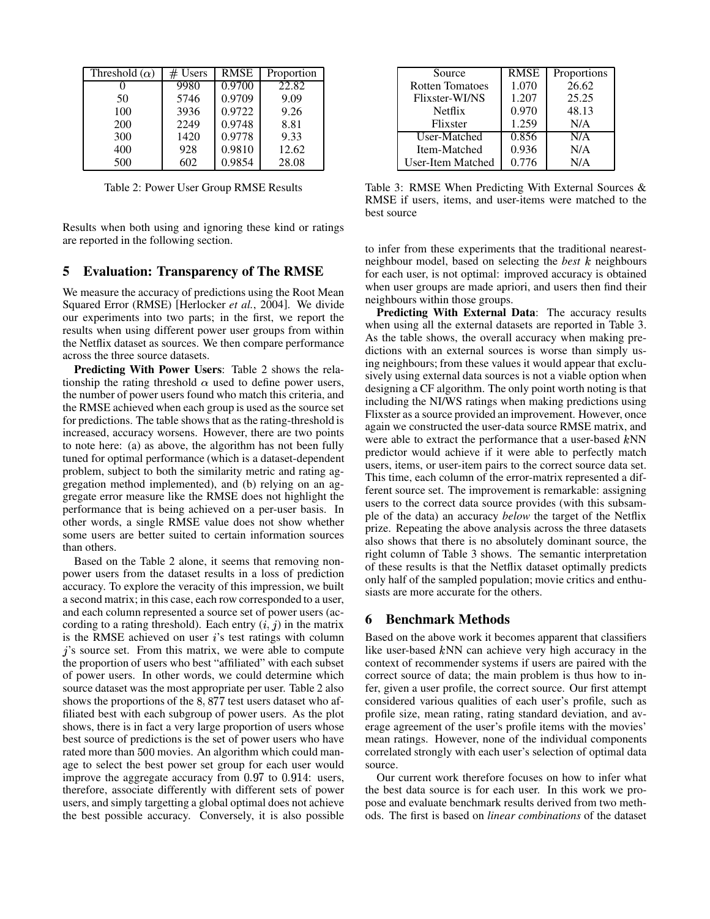| Threshold ($\alpha$) | # Users | RMSE | Proportion |
|---|---|---|---|
| 0 | 9980 | 0.9700 | 22.82 |
| 50 | 5746 | 0.9709 | 9.09 |
| 100 | 3936 | 0.9722 | 9.26 |
| 200 | 2249 | 0.9748 | 8.81 |
| 300 | 1420 | 0.9778 | 9.33 |
| 400 | 928 | 0.9810 | 12.62 |
| 500 | 602 | 0.9854 | 28.08 |

Table 2: Power User Group RMSE Results

Results when both using and ignoring these kind or ratings are reported in the following section.

## 5 Evaluation: Transparency of The RMSE

We measure the accuracy of predictions using the Root Mean Squared Error (RMSE) [Herlocker *et al.*, 2004]. We divide our experiments into two parts; in the first, we report the results when using different power user groups from within the Netflix dataset as sources. We then compare performance across the three source datasets.

**Predicting With Power Users**: Table 2 shows the relationship the rating threshold $\alpha$ used to define power users, the number of power users found who match this criteria, and the RMSE achieved when each group is used as the source set for predictions. The table shows that as the rating-threshold is increased, accuracy worsens. However, there are two points to note here: (a) as above, the algorithm has not been fully tuned for optimal performance (which is a dataset-dependent problem, subject to both the similarity metric and rating aggregation method implemented), and (b) relying on an aggregate error measure like the RMSE does not highlight the performance that is being achieved on a per-user basis. In other words, a single RMSE value does not show whether some users are better suited to certain information sources than others.

Based on the Table 2 alone, it seems that removing non-power users from the dataset results in a loss of prediction accuracy. To explore the veracity of this impression, we built a second matrix; in this case, each row corresponded to a user, and each column represented a source set of power users (according to a rating threshold). Each entry $(i, j)$ in the matrix is the RMSE achieved on user $i$'s test ratings with column $j$'s source set. From this matrix, we were able to compute the proportion of users who best "affiliated" with each subset of power users. In other words, we could determine which source dataset was the most appropriate per user. Table 2 also shows the proportions of the $8,877$ test users dataset who affiliated best with each subgroup of power users. As the plot shows, there is in fact a very large proportion of users whose best source of predictions is the set of power users who have rated more than $500$ movies. An algorithm which could manage to select the best power set group for each user would improve the aggregate accuracy from $0.97$ to $0.914$: users, therefore, associate differently with different sets of power users, and simply targetting a global optimal does not achieve the best possible accuracy. Conversely, it is also possible to infer from these experiments that the traditional nearest-neighbour model, based on selecting the *best* $k$ neighbours for each user, is not optimal: improved accuracy is obtained when user groups are made apriori, and users then find their neighbours within those groups.

| Source | RMSE | Proportions |
|---|---|---|
| Rotten Tomatoes | 1.070 | 26.62 |
| Flixster-WI/NS | 1.207 | 25.25 |
| Netflix | 0.970 | 48.13 |
| Flixster | 1.259 | N/A |
| User-Matched | 0.856 | N/A |
| Item-Matched | 0.936 | N/A |
| User-Item Matched | 0.776 | N/A |

Table 3: RMSE When Predicting With External Sources & RMSE if users, items, and user-items were matched to the best source

**Predicting With External Data**: The accuracy results when using all the external datasets are reported in Table 3. As the table shows, the overall accuracy when making predictions with an external sources is worse than simply using neighbours; from these values it would appear that exclusively using external data sources is not a viable option when designing a CF algorithm. The only point worth noting is that including the NI/WS ratings when making predictions using Flixster as a source provided an improvement. However, once again we constructed the user-data source RMSE matrix, and were able to extract the performance that a user-based $k$NN predictor would achieve if it were able to perfectly match users, items, or user-item pairs to the correct source data set. This time, each column of the error-matrix represented a different source set. The improvement is remarkable: assigning users to the correct data source provides (with this subsample of the data) an accuracy *below* the target of the Netflix prize. Repeating the above analysis across the three datasets also shows that there is no absolutely dominant source, the right column of Table 3 shows. The semantic interpretation of these results is that the Netflix dataset optimally predicts only half of the sampled population; movie critics and enthusiasts are more accurate for the others.

## 6 Benchmark Methods

Based on the above work it becomes apparent that classifiers like user-based $k$NN can achieve very high accuracy in the context of recommender systems if users are paired with the correct source of data; the main problem is thus how to infer, given a user profile, the correct source. Our first attempt considered various qualities of each user's profile, such as profile size, mean rating, rating standard deviation, and average agreement of the user's profile items with the movies' mean ratings. However, none of the individual components correlated strongly with each user's selection of optimal data source.

Our current work therefore focuses on how to infer what the best data source is for each user. In this work we propose and evaluate benchmark results derived from two methods. The first is based on *linear combinations* of the dataset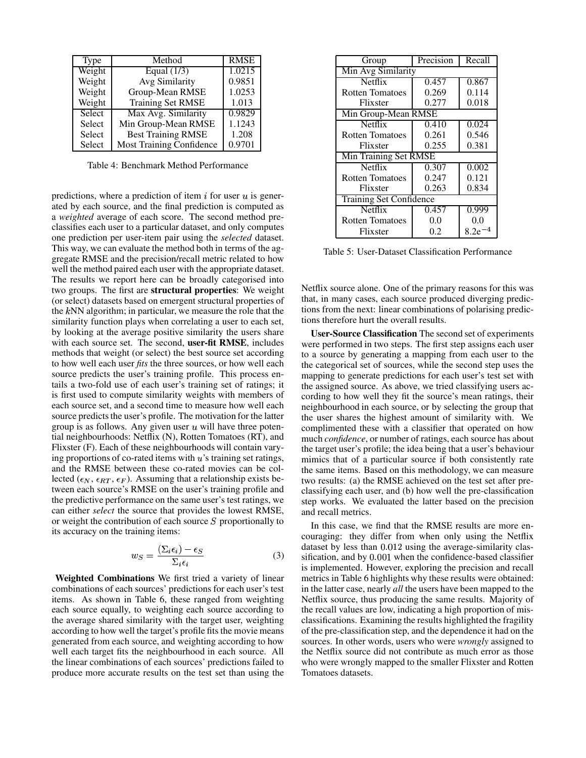| Type | Method | RMSE |
|---|---|---|
| Weight | Equal (1/3) | 1.0215 |
| Weight | Avg Similarity | 0.9851 |
| Weight | Group-Mean RMSE | 1.0253 |
| Weight | Training Set RMSE | 1.013 |
| Select | Max Avg. Similarity | 0.9829 |
| Select | Min Group-Mean RMSE | 1.1243 |
| Select | Best Training RMSE | 1.208 |
| Select | Most Training Confidence | 0.9701 |

Table 4: Benchmark Method Performance

predictions, where a prediction of item $i$ for user $u$ is generated by each source, and the final prediction is computed as a *weighted* average of each score. The second method preclassifies each user to a particular dataset, and only computes one prediction per user-item pair using the *selected* dataset. This way, we can evaluate the method both in terms of the aggregate RMSE and the precision/recall metric related to how well the method paired each user with the appropriate dataset. The results we report here can be broadly categorised into two groups. The first are **structural properties**: We weight (or select) datasets based on emergent structural properties of the $k$NN algorithm; in particular, we measure the role that the similarity function plays when correlating a user to each set, by looking at the average positive similarity the users share with each source set. The second, **user-fit RMSE**, includes methods that weight (or select) the best source set according to how well each user *fits* the three sources, or how well each source predicts the user's training profile. This process entails a two-fold use of each user's training set of ratings; it is first used to compute similarity weights with members of each source set, and a second time to measure how well each source predicts the user's profile. The motivation for the latter group is as follows. Any given user $u$ will have three potential neighbourhoods: Netflix (N), Rotten Tomatoes (RT), and Flixster (F). Each of these neighbourhoods will contain varying proportions of co-rated items with $u$'s training set ratings, and the RMSE between these co-rated movies can be collected ($\epsilon_N$, $\epsilon_{RT}$, $\epsilon_F$). Assuming that a relationship exists between each source's RMSE on the user's training profile and the predictive performance on the same user's test ratings, we can either *select* the source that provides the lowest RMSE, or weight the contribution of each source $S$ proportionally to its accuracy on the training items:

$$w_S = \frac{(\Sigma_i \epsilon_i) - \epsilon_S}{\Sigma_i \epsilon_i} \tag{3}$$

**Weighted Combinations** We first tried a variety of linear combinations of each sources' predictions for each user's test items. As shown in Table 6, these ranged from weighting each source equally, to weighting each source according to the average shared similarity with the target user, weighting according to how well the target's profile fits the movie means generated from each source, and weighting according to how well each target fits the neighbourhood in each source. All the linear combinations of each sources' predictions failed to produce more accurate results on the test set than using the

| Group | Precision | Recall |
|---|---|---|
| Min Avg Similarity | | |
| Netflix | 0.457 | 0.867 |
| Rotten Tomatoes | 0.269 | 0.114 |
| Flixster | 0.277 | 0.018 |
| Min Group-Mean RMSE | | |
| Netflix | 0.410 | 0.024 |
| Rotten Tomatoes | 0.261 | 0.546 |
| Flixster | 0.255 | 0.381 |
| Min Training Set RMSE | | |
| Netflix | 0.307 | 0.002 |
| Rotten Tomatoes | 0.247 | 0.121 |
| Flixster | 0.263 | 0.834 |
| Training Set Confidence | | |
| Netflix | 0.457 | 0.999 |
| Rotten Tomatoes | 0.0 | 0.0 |
| Flixster | 0.2 | $8.2\text{e}^{-4}$ |

Table 5: User-Dataset Classification Performance

Netflix source alone. One of the primary reasons for this was that, in many cases, each source produced diverging predictions from the next: linear combinations of polarising predictions therefore hurt the overall results.

**User-Source Classification** The second set of experiments were performed in two steps. The first step assigns each user to a source by generating a mapping from each user to the the categorical set of sources, while the second step uses the mapping to generate predictions for each user's test set with the assigned source. As above, we tried classifying users according to how well they fit the source's mean ratings, their neighbourhood in each source, or by selecting the group that the user shares the highest amount of similarity with. We complimented these with a classifier that operated on how much *confidence*, or number of ratings, each source has about the target user's profile; the idea being that a user's behaviour mimics that of a particular source if both consistently rate the same items. Based on this methodology, we can measure two results: (a) the RMSE achieved on the test set after preclassifying each user, and (b) how well the pre-classification step works. We evaluated the latter based on the precision and recall metrics.

In this case, we find that the RMSE results are more encouraging: they differ from when only using the Netflix dataset by less than 0.012 using the average-similarity classification, and by 0.001 when the confidence-based classifier is implemented. However, exploring the precision and recall metrics in Table 6 highlights why these results were obtained: in the latter case, nearly *all* the users have been mapped to the Netflix source, thus producing the same results. Majority of the recall values are low, indicating a high proportion of misclassifications. Examining the results highlighted the fragility of the pre-classification step, and the dependence it had on the sources. In other words, users who were *wrongly* assigned to the Netflix source did not contribute as much error as those who were wrongly mapped to the smaller Flixster and Rotten Tomatoes datasets.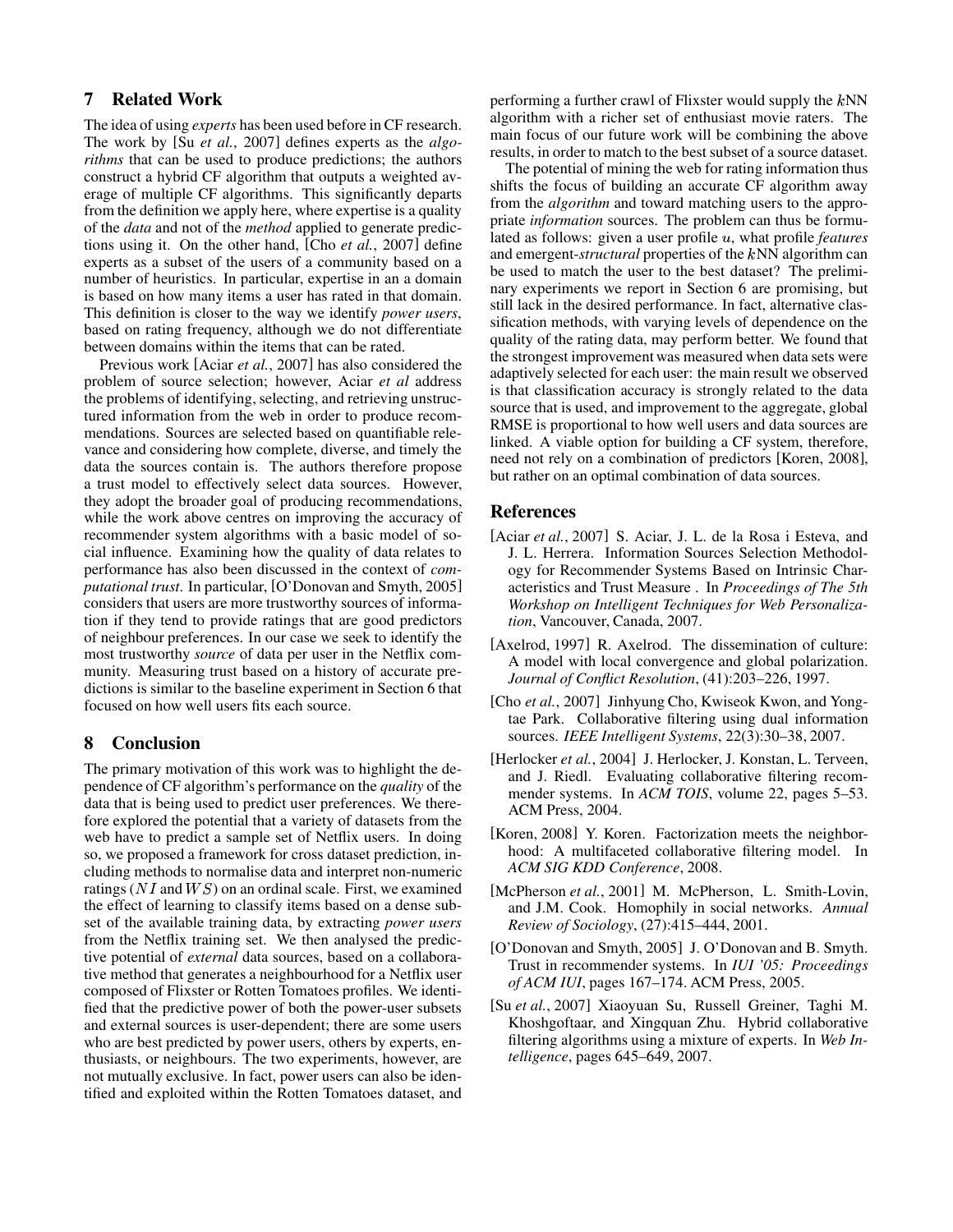## 7 Related Work

The idea of using *experts* has been used before in CF research. The work by [Su *et al.*, 2007] defines experts as the *algorithms* that can be used to produce predictions; the authors construct a hybrid CF algorithm that outputs a weighted average of multiple CF algorithms. This significantly departs from the definition we apply here, where expertise is a quality of the *data* and not of the *method* applied to generate predictions using it. On the other hand, [Cho *et al.*, 2007] define experts as a subset of the users of a community based on a number of heuristics. In particular, expertise in an a domain is based on how many items a user has rated in that domain. This definition is closer to the way we identify *power users*, based on rating frequency, although we do not differentiate between domains within the items that can be rated.

Previous work [Aciar *et al.*, 2007] has also considered the problem of source selection; however, Aciar *et al* address the problems of identifying, selecting, and retrieving unstructured information from the web in order to produce recommendations. Sources are selected based on quantifiable relevance and considering how complete, diverse, and timely the data the sources contain is. The authors therefore propose a trust model to effectively select data sources. However, they adopt the broader goal of producing recommendations, while the work above centres on improving the accuracy of recommender system algorithms with a basic model of social influence. Examining how the quality of data relates to performance has also been discussed in the context of *computational trust*. In particular, [O'Donovan and Smyth, 2005] considers that users are more trustworthy sources of information if they tend to provide ratings that are good predictors of neighbour preferences. In our case we seek to identify the most trustworthy *source* of data per user in the Netflix community. Measuring trust based on a history of accurate predictions is similar to the baseline experiment in Section 6 that focused on how well users fits each source.

## 8 Conclusion

The primary motivation of this work was to highlight the dependence of CF algorithm's performance on the *quality* of the data that is being used to predict user preferences. We therefore explored the potential that a variety of datasets from the web have to predict a sample set of Netflix users. In doing so, we proposed a framework for cross dataset prediction, including methods to normalise data and interpret non-numeric ratings ($NI$ and $WS$) on an ordinal scale. First, we examined the effect of learning to classify items based on a dense subset of the available training data, by extracting *power users* from the Netflix training set. We then analysed the predictive potential of *external* data sources, based on a collaborative method that generates a neighbourhood for a Netflix user composed of Flixster or Rotten Tomatoes profiles. We identified that the predictive power of both the power-user subsets and external sources is user-dependent; there are some users who are best predicted by power users, others by experts, enthusiasts, or neighbours. The two experiments, however, are not mutually exclusive. In fact, power users can also be identified and exploited within the Rotten Tomatoes dataset, and performing a further crawl of Flixster would supply the $k$NN algorithm with a richer set of enthusiast movie raters. The main focus of our future work will be combining the above results, in order to match to the best subset of a source dataset.

The potential of mining the web for rating information thus shifts the focus of building an accurate CF algorithm away from the *algorithm* and toward matching users to the appropriate *information* sources. The problem can thus be formulated as follows: given a user profile $u$, what profile *features* and emergent-*structural* properties of the $k$NN algorithm can be used to match the user to the best dataset? The preliminary experiments we report in Section 6 are promising, but still lack in the desired performance. In fact, alternative classification methods, with varying levels of dependence on the quality of the rating data, may perform better. We found that the strongest improvement was measured when data sets were adaptively selected for each user: the main result we observed is that classification accuracy is strongly related to the data source that is used, and improvement to the aggregate, global RMSE is proportional to how well users and data sources are linked. A viable option for building a CF system, therefore, need not rely on a combination of predictors [Koren, 2008], but rather on an optimal combination of data sources.

## References

[Aciar *et al.*, 2007] S. Aciar, J. L. de la Rosa i Esteva, and J. L. Herrera. Information Sources Selection Methodology for Recommender Systems Based on Intrinsic Characteristics and Trust Measure . In *Proceedings of The 5th Workshop on Intelligent Techniques for Web Personalization*, Vancouver, Canada, 2007.

[Axelrod, 1997] R. Axelrod. The dissemination of culture: A model with local convergence and global polarization. *Journal of Conflict Resolution*, (41):203–226, 1997.

[Cho *et al.*, 2007] Jinhyung Cho, Kwiseok Kwon, and Yongtae Park. Collaborative filtering using dual information sources. *IEEE Intelligent Systems*, 22(3):30–38, 2007.

[Herlocker *et al.*, 2004] J. Herlocker, J. Konstan, L. Terveen, and J. Riedl. Evaluating collaborative filtering recommender systems. In *ACM TOIS*, volume 22, pages 5–53. ACM Press, 2004.

[Koren, 2008] Y. Koren. Factorization meets the neighborhood: A multifaceted collaborative filtering model. In *ACM SIG KDD Conference*, 2008.

[McPherson *et al.*, 2001] M. McPherson, L. Smith-Lovin, and J.M. Cook. Homophily in social networks. *Annual Review of Sociology*, (27):415–444, 2001.

[O'Donovan and Smyth, 2005] J. O'Donovan and B. Smyth. Trust in recommender systems. In *IUI '05: Proceedings of ACM IUI*, pages 167–174. ACM Press, 2005.

[Su *et al.*, 2007] Xiaoyuan Su, Russell Greiner, Taghi M. Khoshgoftaar, and Xingquan Zhu. Hybrid collaborative filtering algorithms using a mixture of experts. In *Web Intelligence*, pages 645–649, 2007.